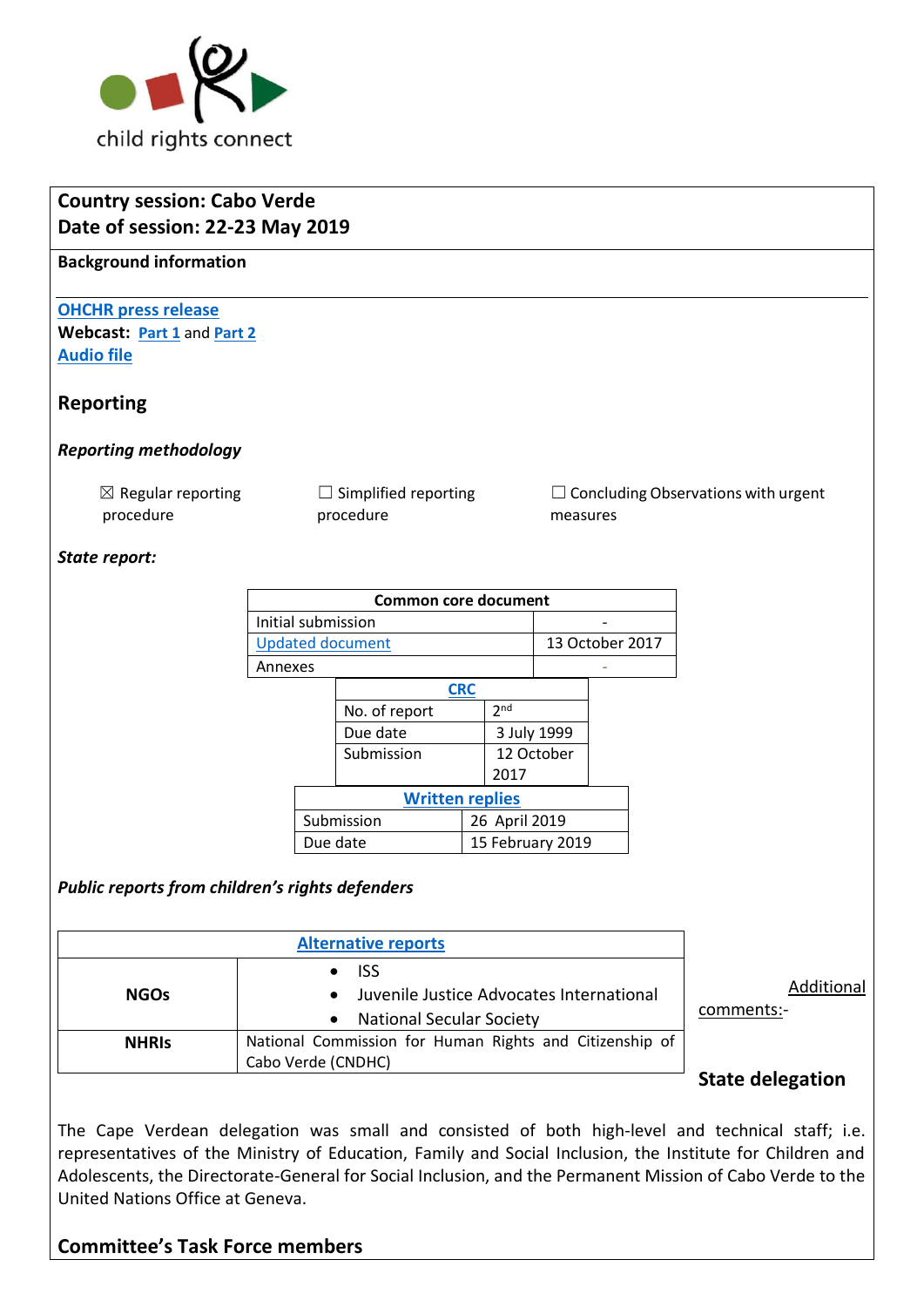child rights connect

**Country session: Cabo Verde**
**Date of session: 22-23 May 2019**

**Background information**

[OHCHR press release]
**Webcast:** Part 1 and Part 2
Audio file

## Reporting

### *Reporting methodology*

☒ Regular reporting procedure ☐ Simplified reporting procedure ☐ Concluding Observations with urgent measures

### *State report:*

| Common core document | |
|---|---|
| Initial submission | - |
| Updated document | 13 October 2017 |
| Annexes | - |

| CRC | |
|---|---|
| No. of report | 2nd |
| Due date | 3 July 1999 |
| Submission | 12 October 2017 |

| Written replies | |
|---|---|
| Submission | 26 April 2019 |
| Due date | 15 February 2019 |

### *Public reports from children's rights defenders*

| Alternative reports | |
|---|---|
| **NGOs** | • ISS<br>• Juvenile Justice Advocates International<br>• National Secular Society |
| **NHRIs** | National Commission for Human Rights and Citizenship of Cabo Verde (CNDHC) |

Additional comments:-

## State delegation

The Cape Verdean delegation was small and consisted of both high-level and technical staff; i.e. representatives of the Ministry of Education, Family and Social Inclusion, the Institute for Children and Adolescents, the Directorate-General for Social Inclusion, and the Permanent Mission of Cabo Verde to the United Nations Office at Geneva.

## Committee's Task Force members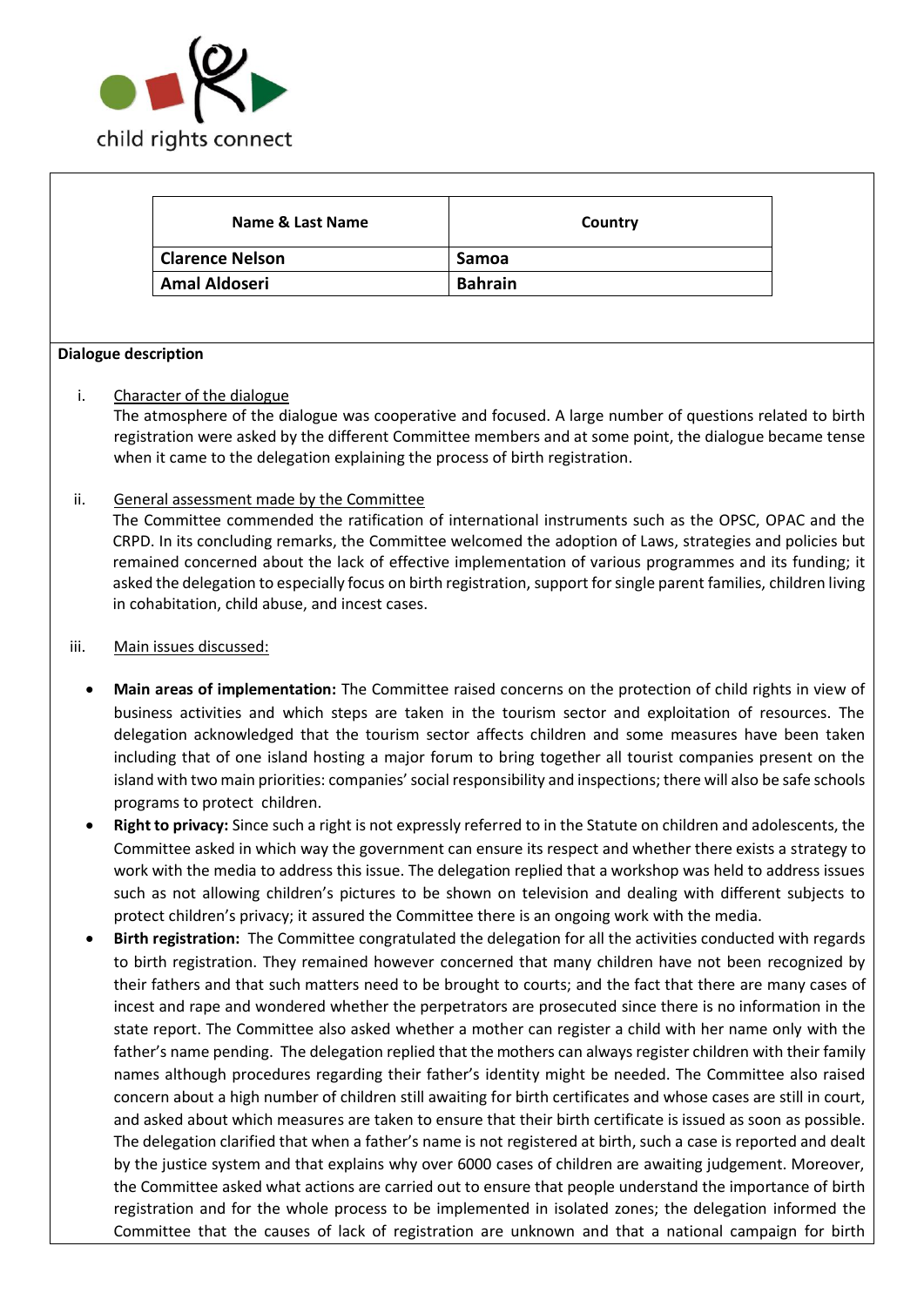child rights connect

| Name & Last Name | Country |
|---|---|
| **Clarence Nelson** | **Samoa** |
| **Amal Aldoseri** | **Bahrain** |

**Dialogue description**

i. Character of the dialogue

The atmosphere of the dialogue was cooperative and focused. A large number of questions related to birth registration were asked by the different Committee members and at some point, the dialogue became tense when it came to the delegation explaining the process of birth registration.

ii. General assessment made by the Committee

The Committee commended the ratification of international instruments such as the OPSC, OPAC and the CRPD. In its concluding remarks, the Committee welcomed the adoption of Laws, strategies and policies but remained concerned about the lack of effective implementation of various programmes and its funding; it asked the delegation to especially focus on birth registration, support for single parent families, children living in cohabitation, child abuse, and incest cases.

iii. Main issues discussed:

- **Main areas of implementation:** The Committee raised concerns on the protection of child rights in view of business activities and which steps are taken in the tourism sector and exploitation of resources. The delegation acknowledged that the tourism sector affects children and some measures have been taken including that of one island hosting a major forum to bring together all tourist companies present on the island with two main priorities: companies' social responsibility and inspections; there will also be safe schools programs to protect children.
- **Right to privacy:** Since such a right is not expressly referred to in the Statute on children and adolescents, the Committee asked in which way the government can ensure its respect and whether there exists a strategy to work with the media to address this issue. The delegation replied that a workshop was held to address issues such as not allowing children's pictures to be shown on television and dealing with different subjects to protect children's privacy; it assured the Committee there is an ongoing work with the media.
- **Birth registration:** The Committee congratulated the delegation for all the activities conducted with regards to birth registration. They remained however concerned that many children have not been recognized by their fathers and that such matters need to be brought to courts; and the fact that there are many cases of incest and rape and wondered whether the perpetrators are prosecuted since there is no information in the state report. The Committee also asked whether a mother can register a child with her name only with the father's name pending. The delegation replied that the mothers can always register children with their family names although procedures regarding their father's identity might be needed. The Committee also raised concern about a high number of children still awaiting for birth certificates and whose cases are still in court, and asked about which measures are taken to ensure that their birth certificate is issued as soon as possible. The delegation clarified that when a father's name is not registered at birth, such a case is reported and dealt by the justice system and that explains why over 6000 cases of children are awaiting judgement. Moreover, the Committee asked what actions are carried out to ensure that people understand the importance of birth registration and for the whole process to be implemented in isolated zones; the delegation informed the Committee that the causes of lack of registration are unknown and that a national campaign for birth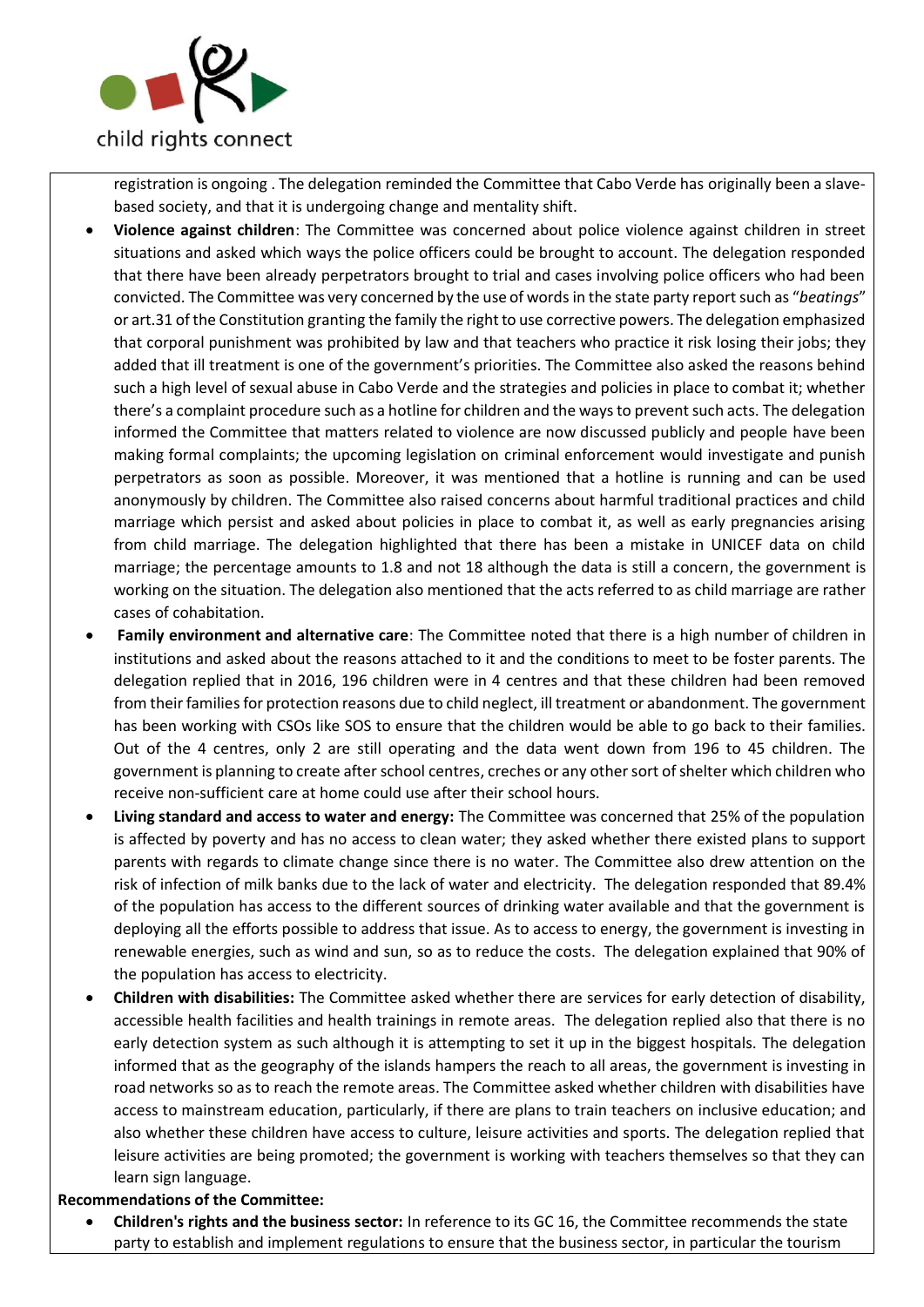registration is ongoing . The delegation reminded the Committee that Cabo Verde has originally been a slave-based society, and that it is undergoing change and mentality shift.

- **Violence against children**: The Committee was concerned about police violence against children in street situations and asked which ways the police officers could be brought to account. The delegation responded that there have been already perpetrators brought to trial and cases involving police officers who had been convicted. The Committee was very concerned by the use of words in the state party report such as "*beatings*" or art.31 of the Constitution granting the family the right to use corrective powers. The delegation emphasized that corporal punishment was prohibited by law and that teachers who practice it risk losing their jobs; they added that ill treatment is one of the government's priorities. The Committee also asked the reasons behind such a high level of sexual abuse in Cabo Verde and the strategies and policies in place to combat it; whether there's a complaint procedure such as a hotline for children and the ways to prevent such acts. The delegation informed the Committee that matters related to violence are now discussed publicly and people have been making formal complaints; the upcoming legislation on criminal enforcement would investigate and punish perpetrators as soon as possible. Moreover, it was mentioned that a hotline is running and can be used anonymously by children. The Committee also raised concerns about harmful traditional practices and child marriage which persist and asked about policies in place to combat it, as well as early pregnancies arising from child marriage. The delegation highlighted that there has been a mistake in UNICEF data on child marriage; the percentage amounts to 1.8 and not 18 although the data is still a concern, the government is working on the situation. The delegation also mentioned that the acts referred to as child marriage are rather cases of cohabitation.
- **Family environment and alternative care**: The Committee noted that there is a high number of children in institutions and asked about the reasons attached to it and the conditions to meet to be foster parents. The delegation replied that in 2016, 196 children were in 4 centres and that these children had been removed from their families for protection reasons due to child neglect, ill treatment or abandonment. The government has been working with CSOs like SOS to ensure that the children would be able to go back to their families. Out of the 4 centres, only 2 are still operating and the data went down from 196 to 45 children. The government is planning to create after school centres, creches or any other sort of shelter which children who receive non-sufficient care at home could use after their school hours.
- **Living standard and access to water and energy:** The Committee was concerned that 25% of the population is affected by poverty and has no access to clean water; they asked whether there existed plans to support parents with regards to climate change since there is no water. The Committee also drew attention on the risk of infection of milk banks due to the lack of water and electricity. The delegation responded that 89.4% of the population has access to the different sources of drinking water available and that the government is deploying all the efforts possible to address that issue. As to access to energy, the government is investing in renewable energies, such as wind and sun, so as to reduce the costs. The delegation explained that 90% of the population has access to electricity.
- **Children with disabilities:** The Committee asked whether there are services for early detection of disability, accessible health facilities and health trainings in remote areas. The delegation replied also that there is no early detection system as such although it is attempting to set it up in the biggest hospitals. The delegation informed that as the geography of the islands hampers the reach to all areas, the government is investing in road networks so as to reach the remote areas. The Committee asked whether children with disabilities have access to mainstream education, particularly, if there are plans to train teachers on inclusive education; and also whether these children have access to culture, leisure activities and sports. The delegation replied that leisure activities are being promoted; the government is working with teachers themselves so that they can learn sign language.

**Recommendations of the Committee:**

- **Children's rights and the business sector:** In reference to its GC 16, the Committee recommends the state party to establish and implement regulations to ensure that the business sector, in particular the tourism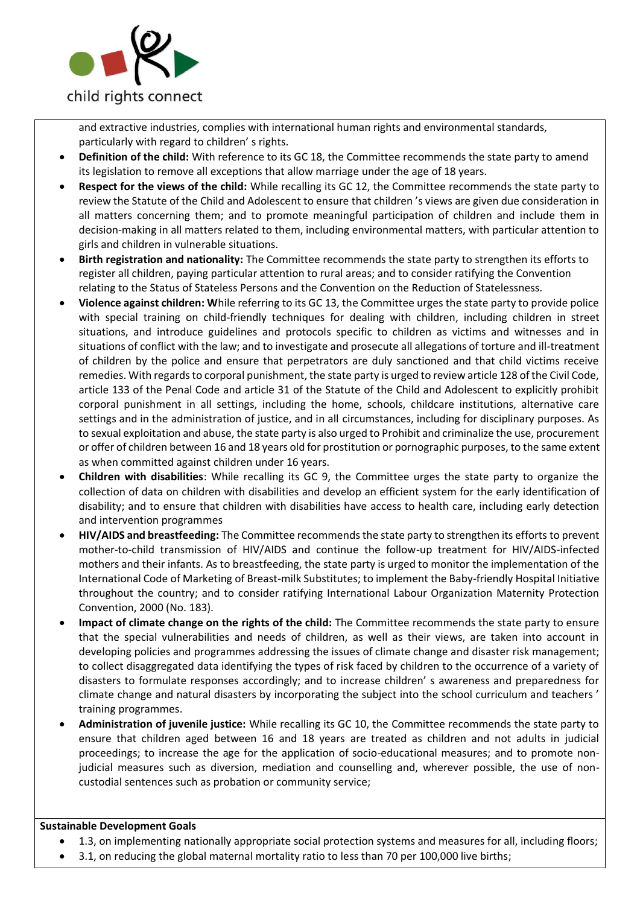and extractive industries, complies with international human rights and environmental standards, particularly with regard to children' s rights.

- **Definition of the child:** With reference to its GC 18, the Committee recommends the state party to amend its legislation to remove all exceptions that allow marriage under the age of 18 years.
- **Respect for the views of the child:** While recalling its GC 12, the Committee recommends the state party to review the Statute of the Child and Adolescent to ensure that children 's views are given due consideration in all matters concerning them; and to promote meaningful participation of children and include them in decision-making in all matters related to them, including environmental matters, with particular attention to girls and children in vulnerable situations.
- **Birth registration and nationality:** The Committee recommends the state party to strengthen its efforts to register all children, paying particular attention to rural areas; and to consider ratifying the Convention relating to the Status of Stateless Persons and the Convention on the Reduction of Statelessness.
- **Violence against children: W**hile referring to its GC 13, the Committee urges the state party to provide police with special training on child-friendly techniques for dealing with children, including children in street situations, and introduce guidelines and protocols specific to children as victims and witnesses and in situations of conflict with the law; and to investigate and prosecute all allegations of torture and ill-treatment of children by the police and ensure that perpetrators are duly sanctioned and that child victims receive remedies. With regards to corporal punishment, the state party is urged to review article 128 of the Civil Code, article 133 of the Penal Code and article 31 of the Statute of the Child and Adolescent to explicitly prohibit corporal punishment in all settings, including the home, schools, childcare institutions, alternative care settings and in the administration of justice, and in all circumstances, including for disciplinary purposes. As to sexual exploitation and abuse, the state party is also urged to Prohibit and criminalize the use, procurement or offer of children between 16 and 18 years old for prostitution or pornographic purposes, to the same extent as when committed against children under 16 years.
- **Children with disabilities**: While recalling its GC 9, the Committee urges the state party to organize the collection of data on children with disabilities and develop an efficient system for the early identification of disability; and to ensure that children with disabilities have access to health care, including early detection and intervention programmes
- **HIV/AIDS and breastfeeding:** The Committee recommends the state party to strengthen its efforts to prevent mother-to-child transmission of HIV/AIDS and continue the follow-up treatment for HIV/AIDS-infected mothers and their infants. As to breastfeeding, the state party is urged to monitor the implementation of the International Code of Marketing of Breast-milk Substitutes; to implement the Baby-friendly Hospital Initiative throughout the country; and to consider ratifying International Labour Organization Maternity Protection Convention, 2000 (No. 183).
- **Impact of climate change on the rights of the child:** The Committee recommends the state party to ensure that the special vulnerabilities and needs of children, as well as their views, are taken into account in developing policies and programmes addressing the issues of climate change and disaster risk management; to collect disaggregated data identifying the types of risk faced by children to the occurrence of a variety of disasters to formulate responses accordingly; and to increase children' s awareness and preparedness for climate change and natural disasters by incorporating the subject into the school curriculum and teachers ' training programmes.
- **Administration of juvenile justice:** While recalling its GC 10, the Committee recommends the state party to ensure that children aged between 16 and 18 years are treated as children and not adults in judicial proceedings; to increase the age for the application of socio-educational measures; and to promote non-judicial measures such as diversion, mediation and counselling and, wherever possible, the use of non-custodial sentences such as probation or community service;

**Sustainable Development Goals**

- 1.3, on implementing nationally appropriate social protection systems and measures for all, including floors;
- 3.1, on reducing the global maternal mortality ratio to less than 70 per 100,000 live births;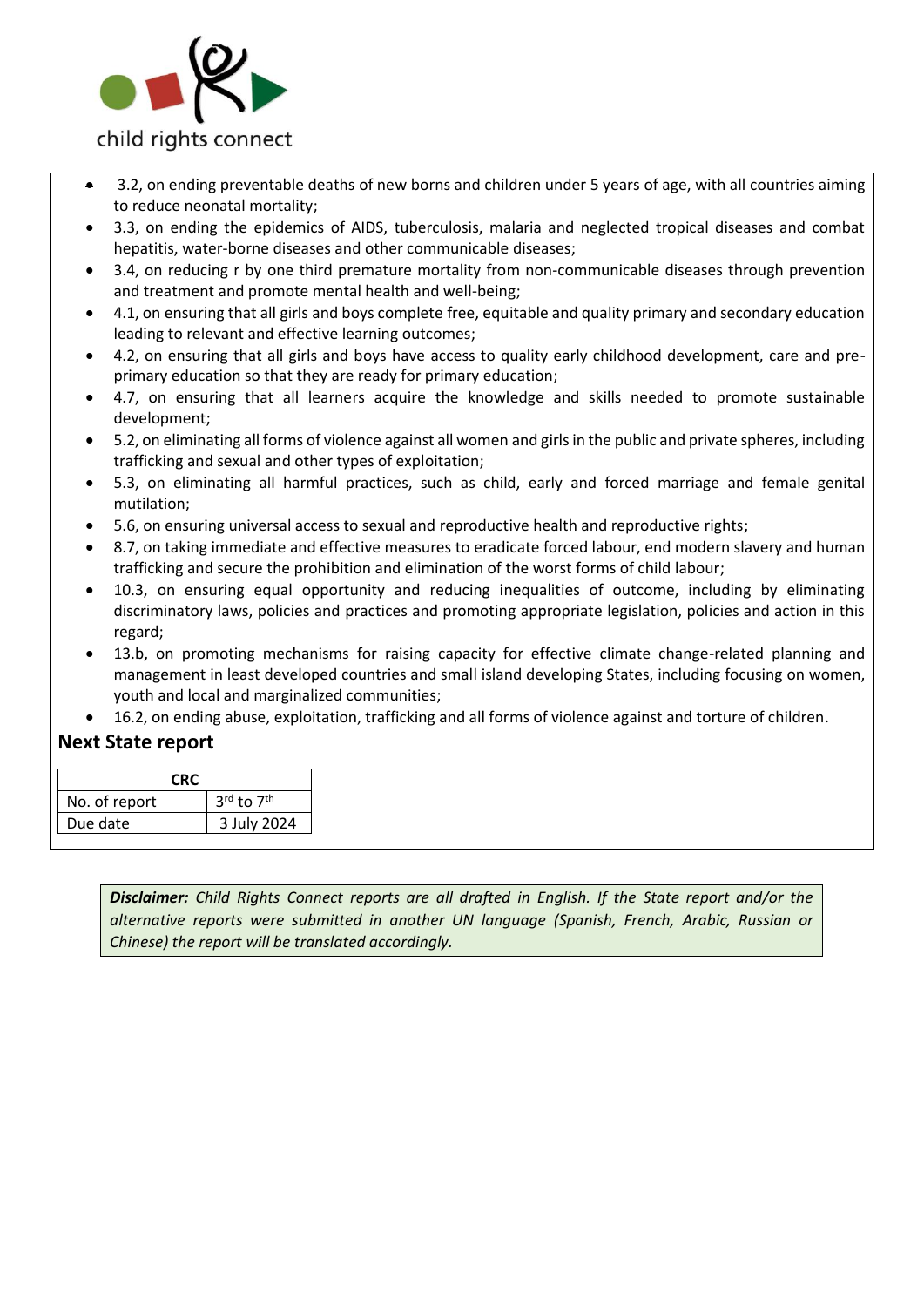- 3.2, on ending preventable deaths of new borns and children under 5 years of age, with all countries aiming to reduce neonatal mortality;
- 3.3, on ending the epidemics of AIDS, tuberculosis, malaria and neglected tropical diseases and combat hepatitis, water-borne diseases and other communicable diseases;
- 3.4, on reducing r by one third premature mortality from non-communicable diseases through prevention and treatment and promote mental health and well-being;
- 4.1, on ensuring that all girls and boys complete free, equitable and quality primary and secondary education leading to relevant and effective learning outcomes;
- 4.2, on ensuring that all girls and boys have access to quality early childhood development, care and pre-primary education so that they are ready for primary education;
- 4.7, on ensuring that all learners acquire the knowledge and skills needed to promote sustainable development;
- 5.2, on eliminating all forms of violence against all women and girls in the public and private spheres, including trafficking and sexual and other types of exploitation;
- 5.3, on eliminating all harmful practices, such as child, early and forced marriage and female genital mutilation;
- 5.6, on ensuring universal access to sexual and reproductive health and reproductive rights;
- 8.7, on taking immediate and effective measures to eradicate forced labour, end modern slavery and human trafficking and secure the prohibition and elimination of the worst forms of child labour;
- 10.3, on ensuring equal opportunity and reducing inequalities of outcome, including by eliminating discriminatory laws, policies and practices and promoting appropriate legislation, policies and action in this regard;
- 13.b, on promoting mechanisms for raising capacity for effective climate change-related planning and management in least developed countries and small island developing States, including focusing on women, youth and local and marginalized communities;
- 16.2, on ending abuse, exploitation, trafficking and all forms of violence against and torture of children.

## Next State report

| CRC | |
|---|---|
| No. of report | 3rd to 7th |
| Due date | 3 July 2024 |

***Disclaimer:*** *Child Rights Connect reports are all drafted in English. If the State report and/or the alternative reports were submitted in another UN language (Spanish, French, Arabic, Russian or Chinese) the report will be translated accordingly.*